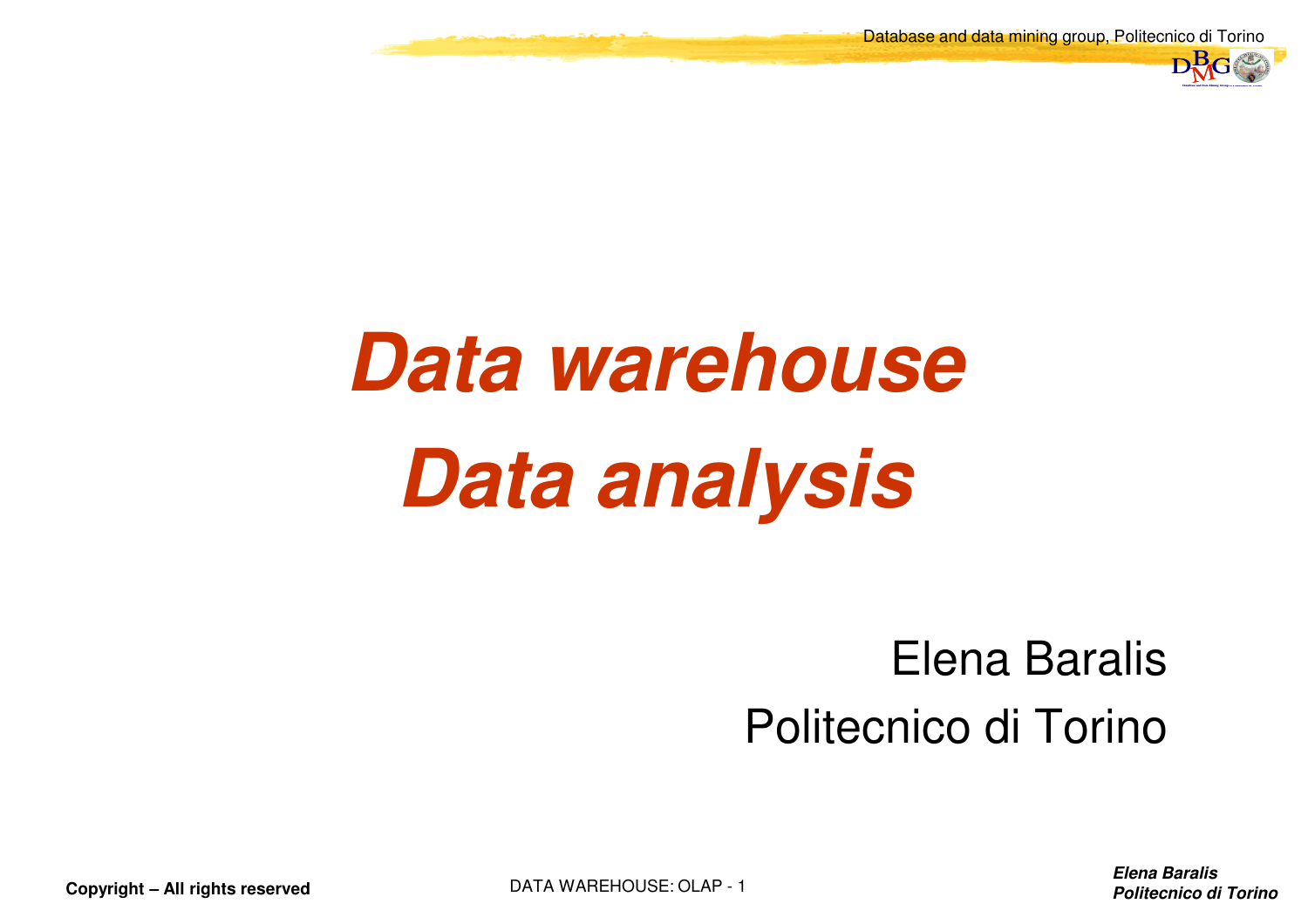# Data warehouse
# Data analysis

Elena Baralis

Politecnico di Torino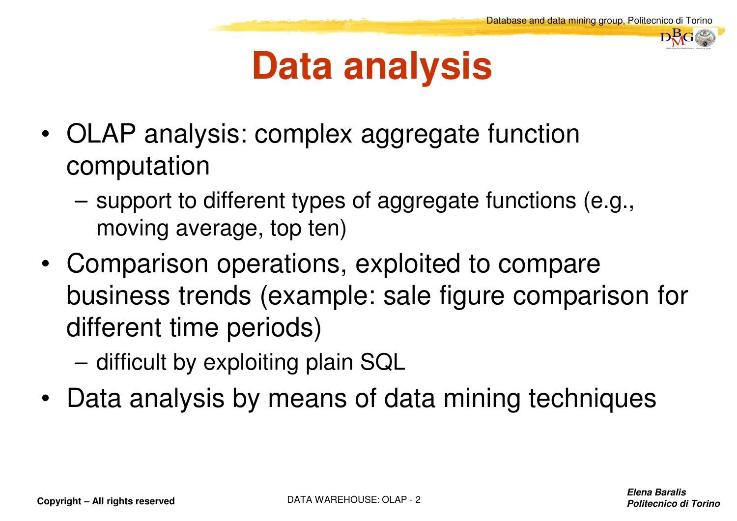# Data analysis

- OLAP analysis: complex aggregate function computation
  - support to different types of aggregate functions (e.g., moving average, top ten)
- Comparison operations, exploited to compare business trends (example: sale figure comparison for different time periods)
  - difficult by exploiting plain SQL
- Data analysis by means of data mining techniques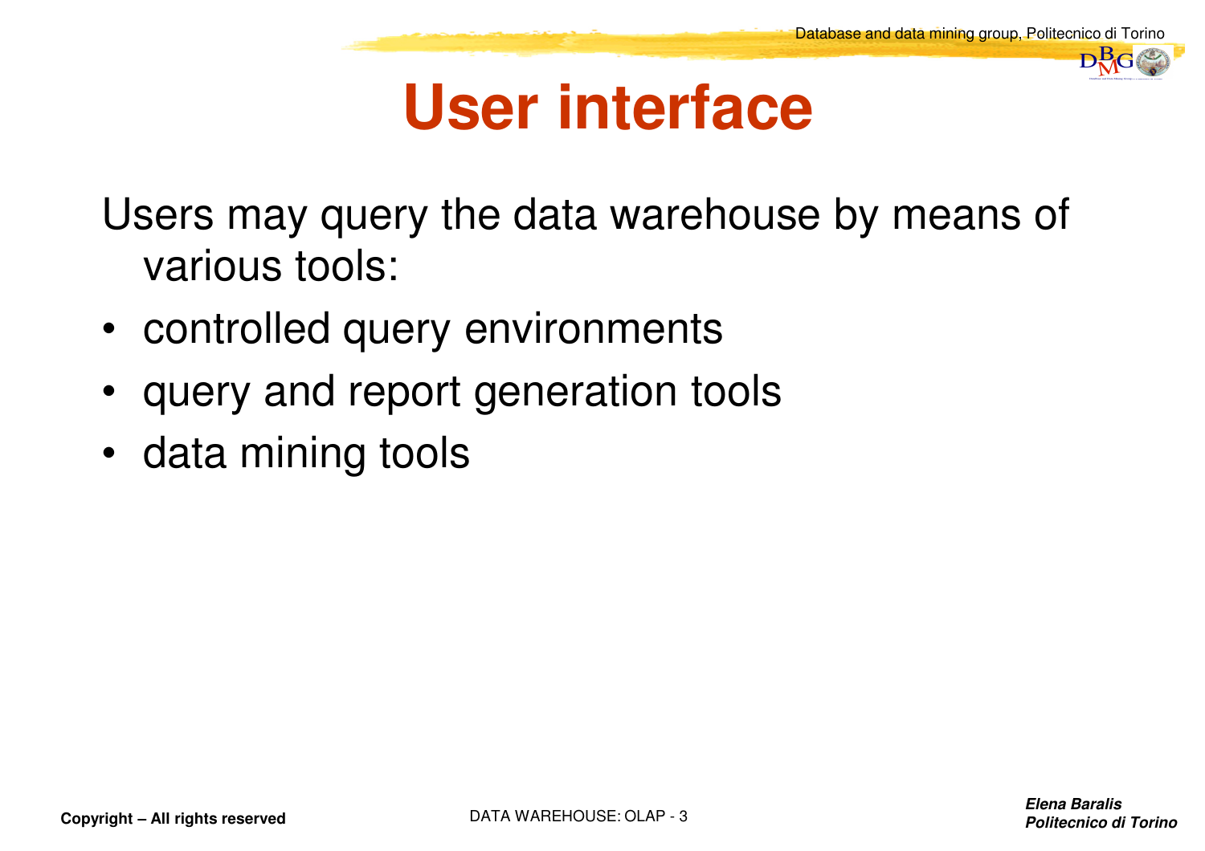# User interface

Users may query the data warehouse by means of various tools:

- controlled query environments
- query and report generation tools
- data mining tools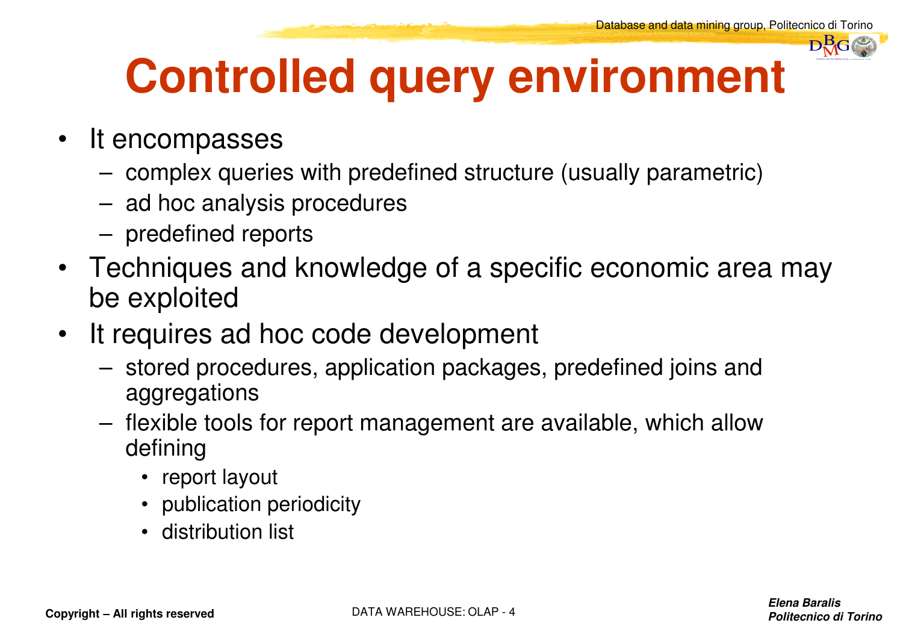# Controlled query environment

- It encompasses
  - complex queries with predefined structure (usually parametric)
  - ad hoc analysis procedures
  - predefined reports
- Techniques and knowledge of a specific economic area may be exploited
- It requires ad hoc code development
  - stored procedures, application packages, predefined joins and aggregations
  - flexible tools for report management are available, which allow defining
    - report layout
    - publication periodicity
    - distribution list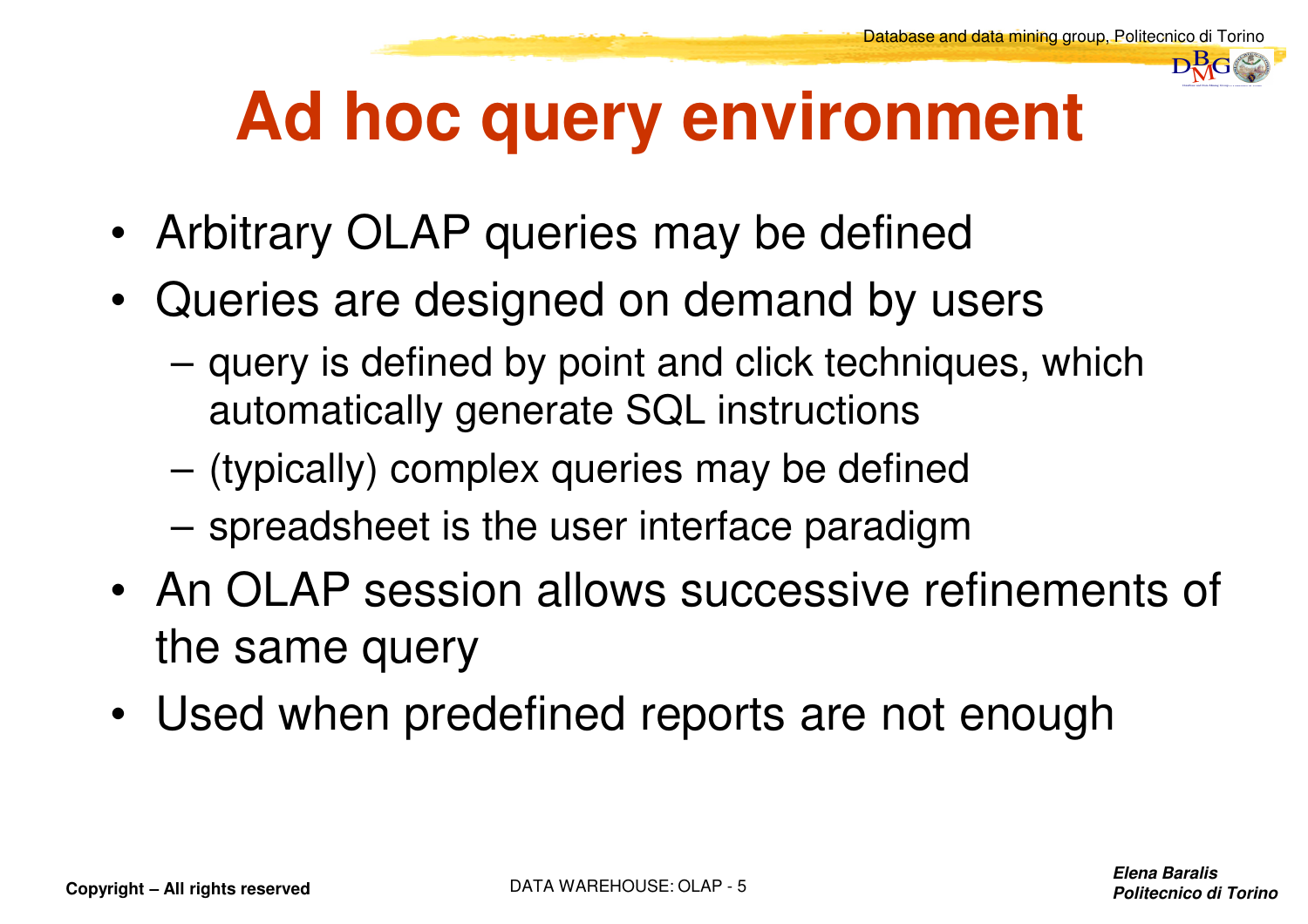# Ad hoc query environment

- Arbitrary OLAP queries may be defined
- Queries are designed on demand by users
  - query is defined by point and click techniques, which automatically generate SQL instructions
  - (typically) complex queries may be defined
  - spreadsheet is the user interface paradigm
- An OLAP session allows successive refinements of the same query
- Used when predefined reports are not enough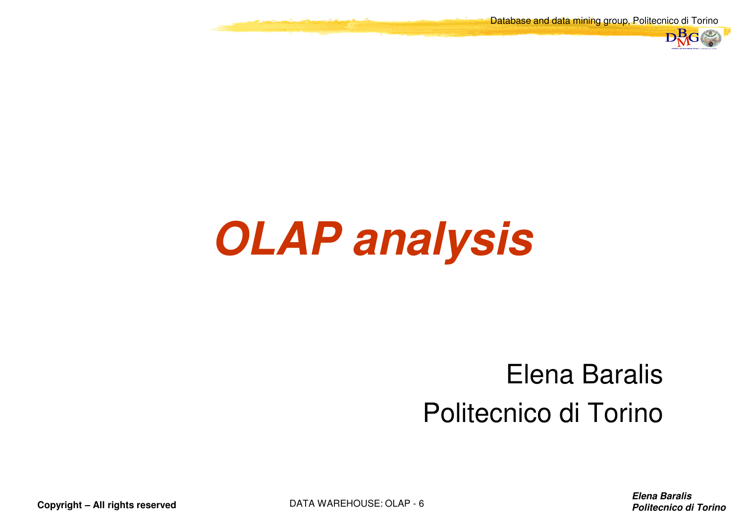# *OLAP analysis*

Elena Baralis

Politecnico di Torino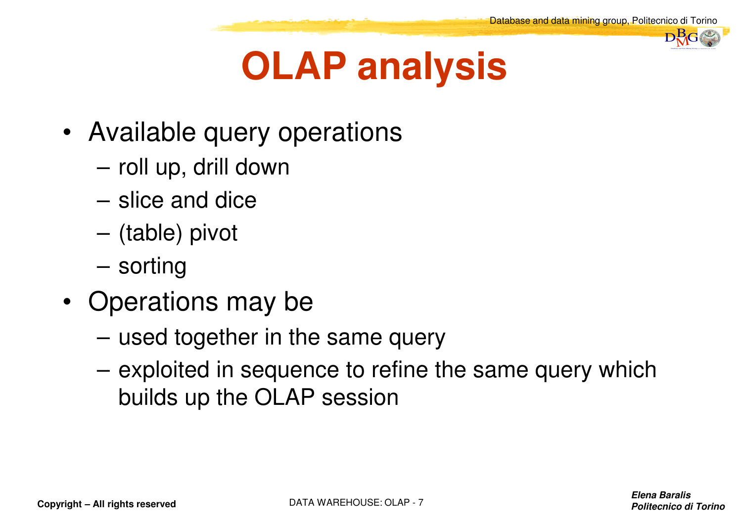# OLAP analysis

- Available query operations
  - roll up, drill down
  - slice and dice
  - (table) pivot
  - sorting
- Operations may be
  - used together in the same query
  - exploited in sequence to refine the same query which builds up the OLAP session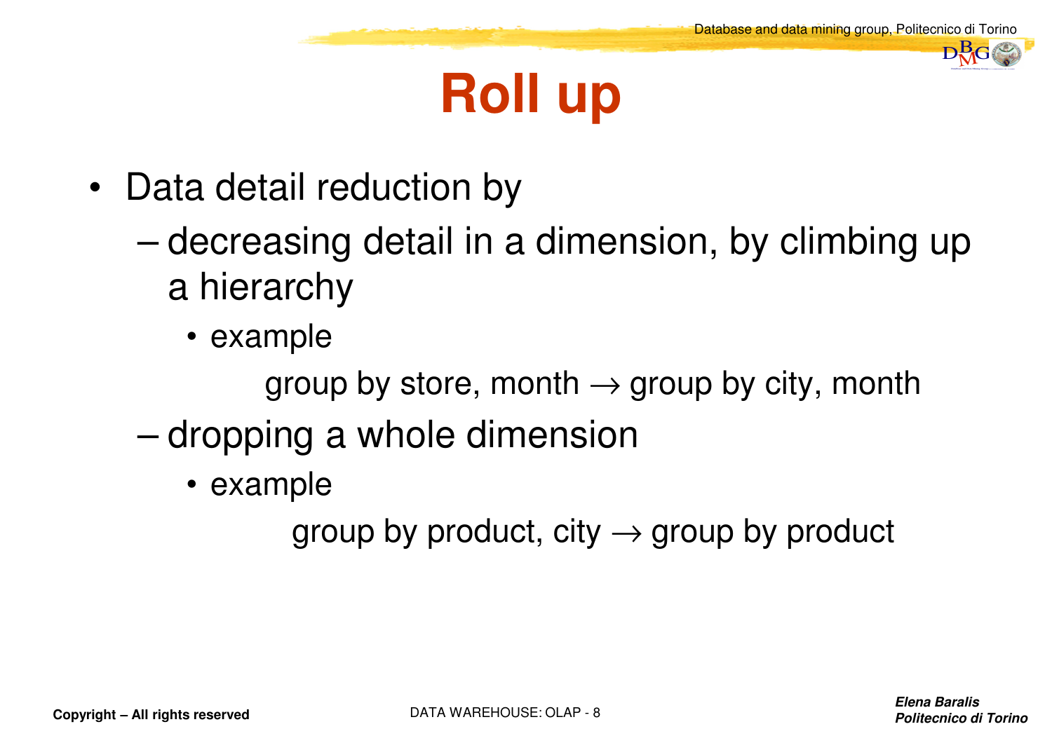# Roll up

- Data detail reduction by
  - decreasing detail in a dimension, by climbing up a hierarchy
    - example

      group by store, month → group by city, month
  - dropping a whole dimension
    - example

      group by product, city → group by product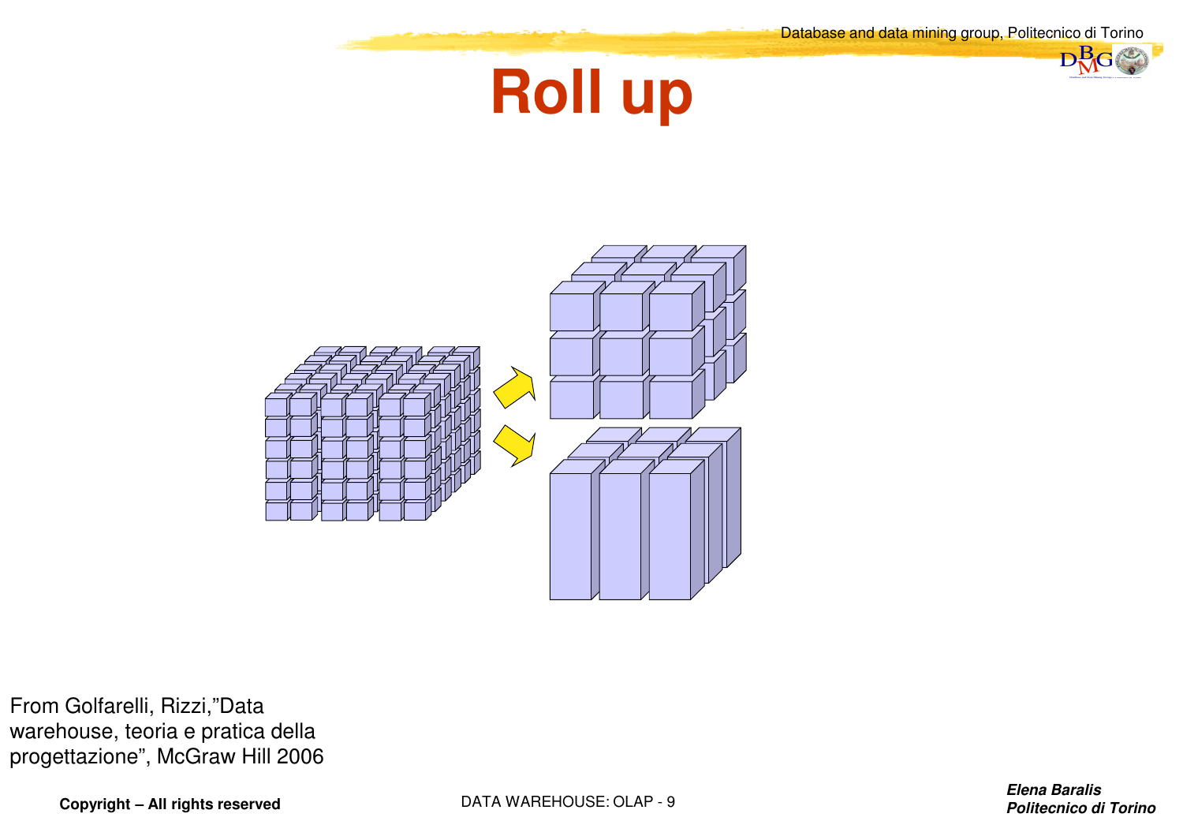# Roll up

From Golfarelli, Rizzi,"Data warehouse, teoria e pratica della progettazione", McGraw Hill 2006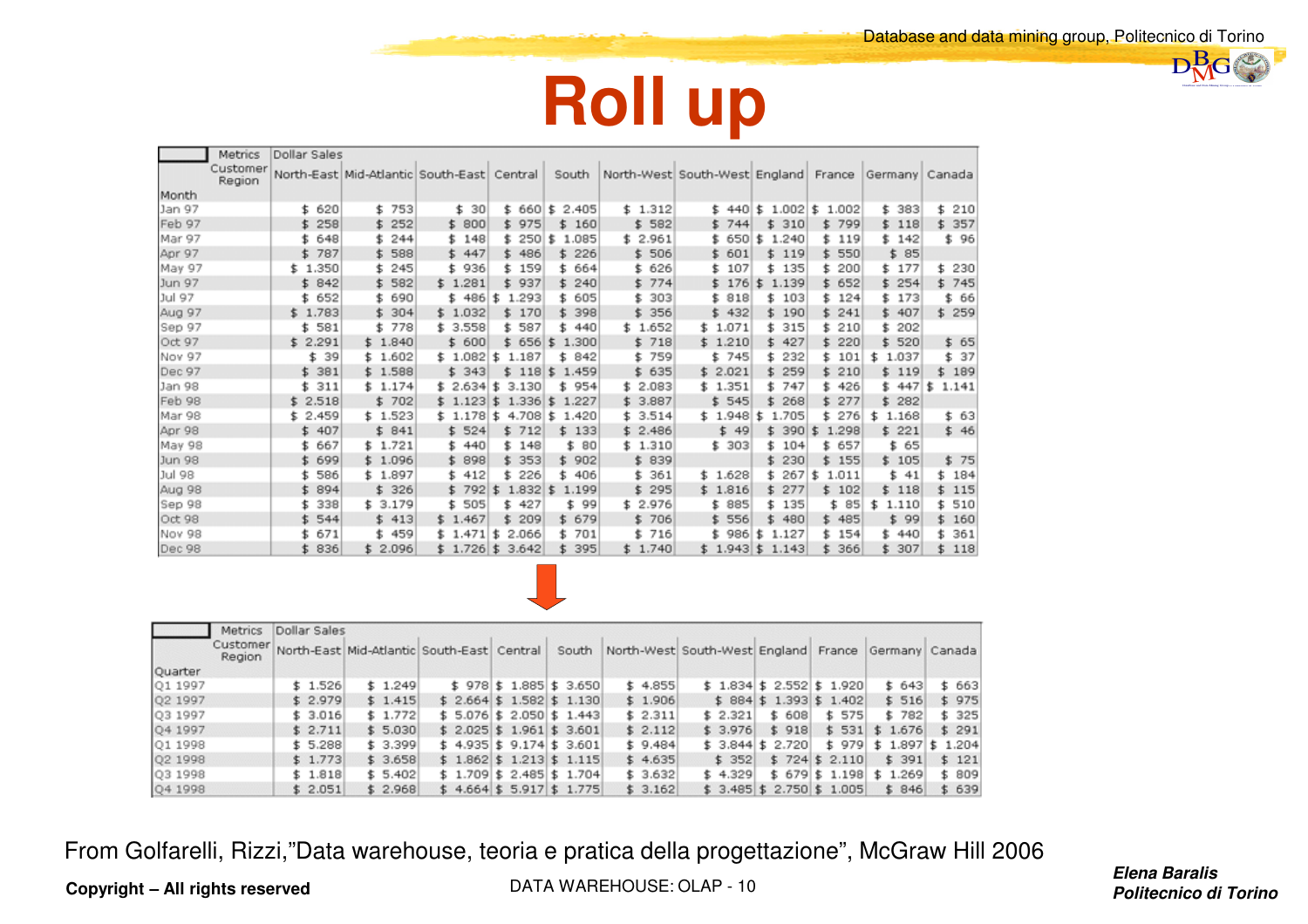# Roll up

| Metrics | Dollar Sales | | | | | | | | | | |
|---|---|---|---|---|---|---|---|---|---|---|---|
| Customer Region | North-East | Mid-Atlantic | South-East | Central | South | North-West | South-West | England | France | Germany | Canada |
| **Month** | | | | | | | | | | | |
| Jan 97 | $ 620 | $ 753 | $ 30 | $ 660 | $ 2.405 | $ 1.312 | $ 440 | $ 1.002 | $ 1.002 | $ 383 | $ 210 |
| Feb 97 | $ 258 | $ 252 | $ 800 | $ 975 | $ 160 | $ 582 | $ 744 | $ 310 | $ 799 | $ 118 | $ 357 |
| Mar 97 | $ 648 | $ 244 | $ 148 | $ 250 | $ 1.085 | $ 2.961 | $ 650 | $ 1.240 | $ 119 | $ 142 | $ 96 |
| Apr 97 | $ 787 | $ 588 | $ 447 | $ 486 | $ 226 | $ 506 | $ 601 | $ 119 | $ 550 | $ 85 | |
| May 97 | $ 1.350 | $ 245 | $ 936 | $ 159 | $ 664 | $ 626 | $ 107 | $ 135 | $ 200 | $ 177 | $ 230 |
| Jun 97 | $ 842 | $ 582 | $ 1.281 | $ 937 | $ 240 | $ 774 | $ 176 | $ 1.139 | $ 652 | $ 254 | $ 745 |
| Jul 97 | $ 652 | $ 690 | $ 486 | $ 1.293 | $ 605 | $ 303 | $ 818 | $ 103 | $ 124 | $ 173 | $ 66 |
| Aug 97 | $ 1.783 | $ 304 | $ 1.032 | $ 170 | $ 398 | $ 356 | $ 432 | $ 190 | $ 241 | $ 407 | $ 259 |
| Sep 97 | $ 581 | $ 778 | $ 3.558 | $ 587 | $ 440 | $ 1.652 | $ 1.071 | $ 315 | $ 210 | $ 202 | |
| Oct 97 | $ 2.291 | $ 1.840 | $ 600 | $ 656 | $ 1.300 | $ 718 | $ 1.210 | $ 427 | $ 220 | $ 520 | $ 65 |
| Nov 97 | $ 39 | $ 1.602 | $ 1.082 | $ 1.187 | $ 842 | $ 759 | $ 745 | $ 232 | $ 101 | $ 1.037 | $ 37 |
| Dec 97 | $ 381 | $ 1.588 | $ 343 | $ 118 | $ 1.459 | $ 635 | $ 2.021 | $ 259 | $ 210 | $ 119 | $ 189 |
| Jan 98 | $ 311 | $ 1.174 | $ 2.634 | $ 3.130 | $ 954 | $ 2.083 | $ 1.351 | $ 747 | $ 426 | $ 447 | $ 1.141 |
| Feb 98 | $ 2.518 | $ 702 | $ 1.123 | $ 1.336 | $ 1.227 | $ 3.887 | $ 545 | $ 268 | $ 277 | $ 282 | |
| Mar 98 | $ 2.459 | $ 1.523 | $ 1.178 | $ 4.708 | $ 1.420 | $ 3.514 | $ 1.948 | $ 1.705 | $ 276 | $ 1.168 | $ 63 |
| Apr 98 | $ 407 | $ 841 | $ 524 | $ 712 | $ 133 | $ 2.486 | $ 49 | $ 390 | $ 1.298 | $ 221 | $ 46 |
| May 98 | $ 667 | $ 1.721 | $ 440 | $ 148 | $ 80 | $ 1.310 | $ 303 | $ 104 | $ 657 | $ 65 | |
| Jun 98 | $ 699 | $ 1.096 | $ 898 | $ 353 | $ 902 | $ 839 | | $ 230 | $ 155 | $ 105 | $ 75 |
| Jul 98 | $ 586 | $ 1.897 | $ 412 | $ 226 | $ 406 | $ 361 | $ 1.628 | $ 267 | $ 1.011 | $ 41 | $ 184 |
| Aug 98 | $ 894 | $ 326 | $ 792 | $ 1.832 | $ 1.199 | $ 295 | $ 1.816 | $ 277 | $ 102 | $ 118 | $ 115 |
| Sep 98 | $ 338 | $ 3.179 | $ 505 | $ 427 | $ 99 | $ 2.976 | $ 885 | $ 135 | $ 85 | $ 1.110 | $ 510 |
| Oct 98 | $ 544 | $ 413 | $ 1.467 | $ 209 | $ 679 | $ 706 | $ 556 | $ 480 | $ 485 | $ 99 | $ 160 |
| Nov 98 | $ 671 | $ 459 | $ 1.471 | $ 2.066 | $ 701 | $ 716 | $ 986 | $ 1.127 | $ 154 | $ 440 | $ 361 |
| Dec 98 | $ 836 | $ 2.096 | $ 1.726 | $ 3.642 | $ 395 | $ 1.740 | $ 1.943 | $ 1.143 | $ 366 | $ 307 | $ 118 |

| Metrics | Dollar Sales | | | | | | | | | | |
|---|---|---|---|---|---|---|---|---|---|---|---|
| Customer Region | North-East | Mid-Atlantic | South-East | Central | South | North-West | South-West | England | France | Germany | Canada |
| **Quarter** | | | | | | | | | | | |
| Q1 1997 | $ 1.526 | $ 1.249 | $ 978 | $ 1.885 | $ 3.650 | $ 4.855 | $ 1.834 | $ 2.552 | $ 1.920 | $ 643 | $ 663 |
| Q2 1997 | $ 2.979 | $ 1.415 | $ 2.664 | $ 1.582 | $ 1.130 | $ 1.906 | $ 884 | $ 1.393 | $ 1.402 | $ 516 | $ 975 |
| Q3 1997 | $ 3.016 | $ 1.772 | $ 5.076 | $ 2.050 | $ 1.443 | $ 2.311 | $ 2.321 | $ 608 | $ 575 | $ 782 | $ 325 |
| Q4 1997 | $ 2.711 | $ 5.030 | $ 2.025 | $ 1.961 | $ 3.601 | $ 2.112 | $ 3.976 | $ 918 | $ 531 | $ 1.676 | $ 291 |
| Q1 1998 | $ 5.288 | $ 3.399 | $ 4.935 | $ 9.174 | $ 3.601 | $ 9.484 | $ 3.844 | $ 2.720 | $ 979 | $ 1.897 | $ 1.204 |
| Q2 1998 | $ 1.773 | $ 3.658 | $ 1.862 | $ 1.213 | $ 1.115 | $ 4.635 | $ 352 | $ 724 | $ 2.110 | $ 391 | $ 121 |
| Q3 1998 | $ 1.818 | $ 5.402 | $ 1.709 | $ 2.485 | $ 1.704 | $ 3.632 | $ 4.329 | $ 679 | $ 1.198 | $ 1.269 | $ 809 |
| Q4 1998 | $ 2.051 | $ 2.968 | $ 4.664 | $ 5.917 | $ 1.775 | $ 3.162 | $ 3.485 | $ 2.750 | $ 1.005 | $ 846 | $ 639 |

From Golfarelli, Rizzi,"Data warehouse, teoria e pratica della progettazione", McGraw Hill 2006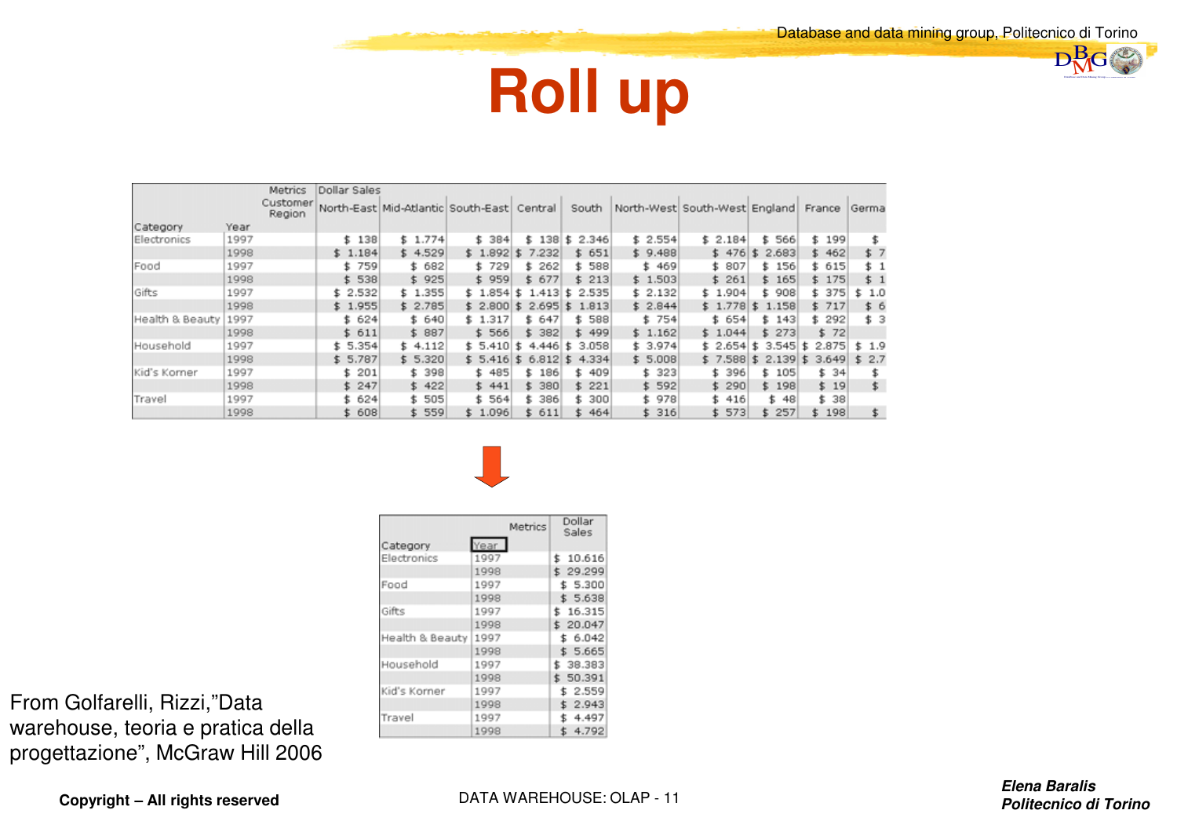# Roll up

| Category | Year | North-East | Mid-Atlantic | South-East | Central | South | North-West | South-West | England | France | Germa |
|---|---|---|---|---|---|---|---|---|---|---|---|
| Electronics | 1997 | $ 138 | $ 1.774 | $ 384 | $ 138 | $ 2.346 | $ 2.554 | $ 2.184 | $ 566 | $ 199 | $ |
| | 1998 | $ 1.184 | $ 4.529 | $ 1.892 | $ 7.232 | $ 651 | $ 9.488 | $ 476 | $ 2.683 | $ 462 | $ 7 |
| Food | 1997 | $ 759 | $ 682 | $ 729 | $ 262 | $ 588 | $ 469 | $ 807 | $ 156 | $ 615 | $ 1 |
| | 1998 | $ 538 | $ 925 | $ 959 | $ 677 | $ 213 | $ 1.503 | $ 261 | $ 165 | $ 175 | $ 1 |
| Gifts | 1997 | $ 2.532 | $ 1.355 | $ 1.854 | $ 1.413 | $ 2.535 | $ 2.132 | $ 1.904 | $ 908 | $ 375 | $ 1.0 |
| | 1998 | $ 1.955 | $ 2.785 | $ 2.800 | $ 2.695 | $ 1.813 | $ 2.844 | $ 1.778 | $ 1.158 | $ 717 | $ 6 |
| Health & Beauty | 1997 | $ 624 | $ 640 | $ 1.317 | $ 647 | $ 588 | $ 754 | $ 654 | $ 143 | $ 292 | $ 3 |
| | 1998 | $ 611 | $ 887 | $ 566 | $ 382 | $ 499 | $ 1.162 | $ 1.044 | $ 273 | $ 72 | |
| Household | 1997 | $ 5.354 | $ 4.112 | $ 5.410 | $ 4.446 | $ 3.058 | $ 3.974 | $ 2.654 | $ 3.545 | $ 2.875 | $ 1.9 |
| | 1998 | $ 5.787 | $ 5.320 | $ 5.416 | $ 6.812 | $ 4.334 | $ 5.008 | $ 7.588 | $ 2.139 | $ 3.649 | $ 2.7 |
| Kid's Korner | 1997 | $ 201 | $ 398 | $ 485 | $ 186 | $ 409 | $ 323 | $ 396 | $ 105 | $ 34 | $ |
| | 1998 | $ 247 | $ 422 | $ 441 | $ 380 | $ 221 | $ 592 | $ 290 | $ 198 | $ 19 | $ |
| Travel | 1997 | $ 624 | $ 505 | $ 564 | $ 386 | $ 300 | $ 978 | $ 416 | $ 48 | $ 38 | |
| | 1998 | $ 608 | $ 559 | $ 1.096 | $ 611 | $ 464 | $ 316 | $ 573 | $ 257 | $ 198 | $ |

(Metrics: Dollar Sales; Customer Region across columns)

↓

| Category | Year | Dollar Sales |
|---|---|---|
| Electronics | 1997 | $ 10.616 |
| | 1998 | $ 29.299 |
| Food | 1997 | $ 5.300 |
| | 1998 | $ 5.638 |
| Gifts | 1997 | $ 16.315 |
| | 1998 | $ 20.047 |
| Health & Beauty | 1997 | $ 6.042 |
| | 1998 | $ 5.665 |
| Household | 1997 | $ 38.383 |
| | 1998 | $ 50.391 |
| Kid's Korner | 1997 | $ 2.559 |
| | 1998 | $ 2.943 |
| Travel | 1997 | $ 4.497 |
| | 1998 | $ 4.792 |

From Golfarelli, Rizzi,"Data warehouse, teoria e pratica della progettazione", McGraw Hill 2006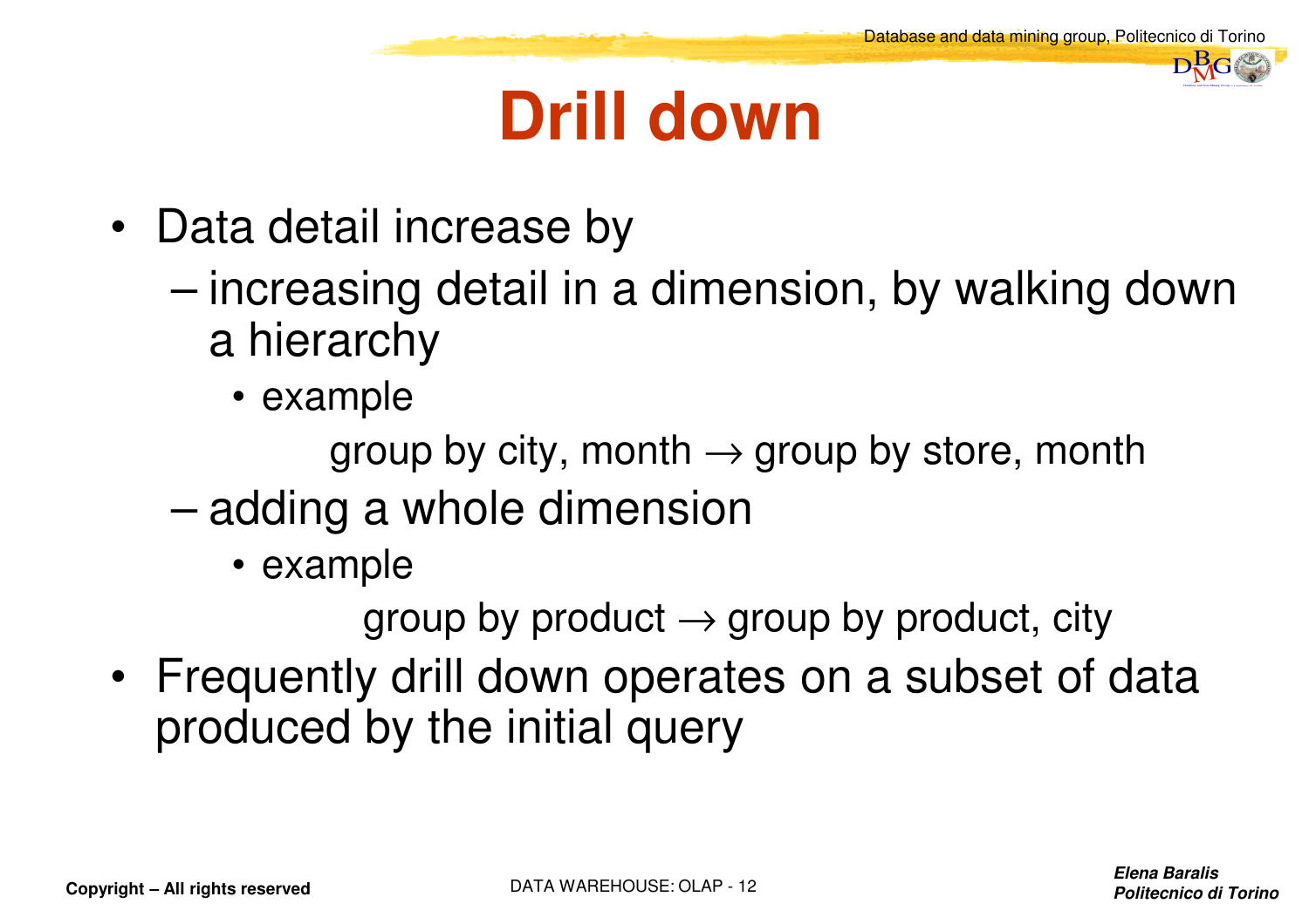# Drill down

- Data detail increase by
  - increasing detail in a dimension, by walking down a hierarchy
    - example

      group by city, month → group by store, month
  - adding a whole dimension
    - example

      group by product → group by product, city
- Frequently drill down operates on a subset of data produced by the initial query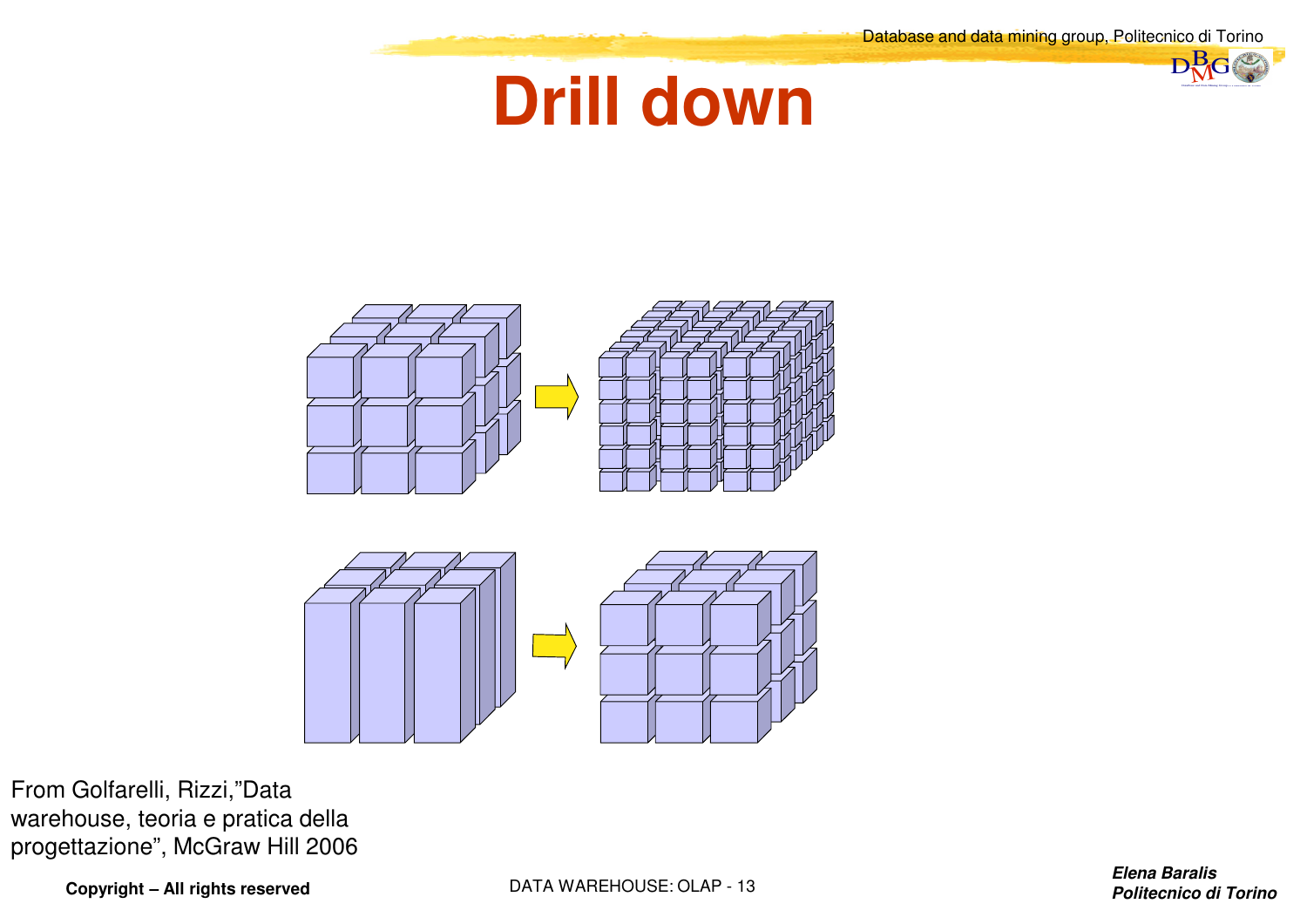# Drill down

From Golfarelli, Rizzi,”Data warehouse, teoria e pratica della progettazione”, McGraw Hill 2006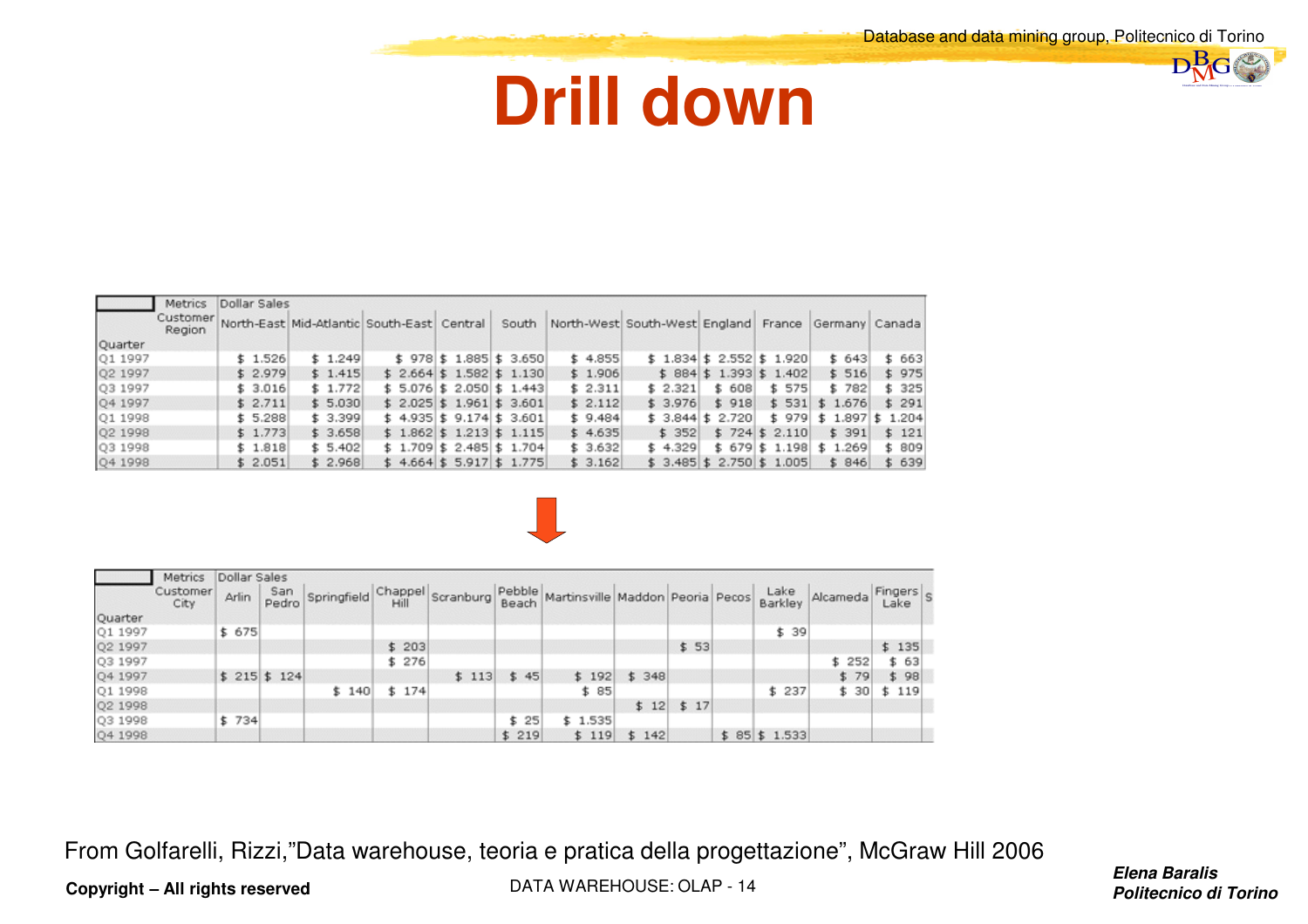# Drill down

| Quarter | Metrics / Customer Region | Dollar Sales North-East | Mid-Atlantic | South-East | Central | South | North-West | South-West | England | France | Germany | Canada |
|---|---|---|---|---|---|---|---|---|---|---|---|---|
| Q1 1997 | | $ 1.526 | $ 1.249 | $ 978 | $ 1.885 | $ 3.650 | $ 4.855 | $ 1.834 | $ 2.552 | $ 1.920 | $ 643 | $ 663 |
| Q2 1997 | | $ 2.979 | $ 1.415 | $ 2.664 | $ 1.582 | $ 1.130 | $ 1.906 | $ 884 | $ 1.393 | $ 1.402 | $ 516 | $ 975 |
| Q3 1997 | | $ 3.016 | $ 1.772 | $ 5.076 | $ 2.050 | $ 1.443 | $ 2.311 | $ 2.321 | $ 608 | $ 575 | $ 782 | $ 325 |
| Q4 1997 | | $ 2.711 | $ 5.030 | $ 2.025 | $ 1.961 | $ 3.601 | $ 2.112 | $ 3.976 | $ 918 | $ 531 | $ 1.676 | $ 291 |
| Q1 1998 | | $ 5.288 | $ 3.399 | $ 4.935 | $ 9.174 | $ 3.601 | $ 9.484 | $ 3.844 | $ 2.720 | $ 979 | $ 1.897 | $ 1.204 |
| Q2 1998 | | $ 1.773 | $ 3.658 | $ 1.862 | $ 1.213 | $ 1.115 | $ 4.635 | $ 352 | $ 724 | $ 2.110 | $ 391 | $ 121 |
| Q3 1998 | | $ 1.818 | $ 5.402 | $ 1.709 | $ 2.485 | $ 1.704 | $ 3.632 | $ 4.329 | $ 679 | $ 1.198 | $ 1.269 | $ 809 |
| Q4 1998 | | $ 2.051 | $ 2.968 | $ 4.664 | $ 5.917 | $ 1.775 | $ 3.162 | $ 3.485 | $ 2.750 | $ 1.005 | $ 846 | $ 639 |

↓

| Quarter | Metrics / Customer City | Dollar Sales Arlin | San Pedro | Springfield | Chappel Hill | Scranburg | Pebble Beach | Martinsville | Maddon | Peoria | Pecos | Lake Barkley | Alcameda | Fingers Lake | S |
|---|---|---|---|---|---|---|---|---|---|---|---|---|---|---|---|
| Q1 1997 | | $ 675 | | | | | | | | | | $ 39 | | | |
| Q2 1997 | | | | | $ 203 | | | | | $ 53 | | | | $ 135 | |
| Q3 1997 | | | | | $ 276 | | | | | | | | $ 252 | $ 63 | |
| Q4 1997 | | $ 215 | $ 124 | | | $ 113 | $ 45 | $ 192 | $ 348 | | | | $ 79 | $ 98 | |
| Q1 1998 | | | | $ 140 | $ 174 | | | $ 85 | | | | $ 237 | $ 30 | $ 119 | |
| Q2 1998 | | | | | | | | | $ 12 | $ 17 | | | | | |
| Q3 1998 | | $ 734 | | | | | $ 25 | $ 1.535 | | | | | | | |
| Q4 1998 | | | | | | | $ 219 | $ 119 | $ 142 | | $ 85 | $ 1.533 | | | |

From Golfarelli, Rizzi,"Data warehouse, teoria e pratica della progettazione", McGraw Hill 2006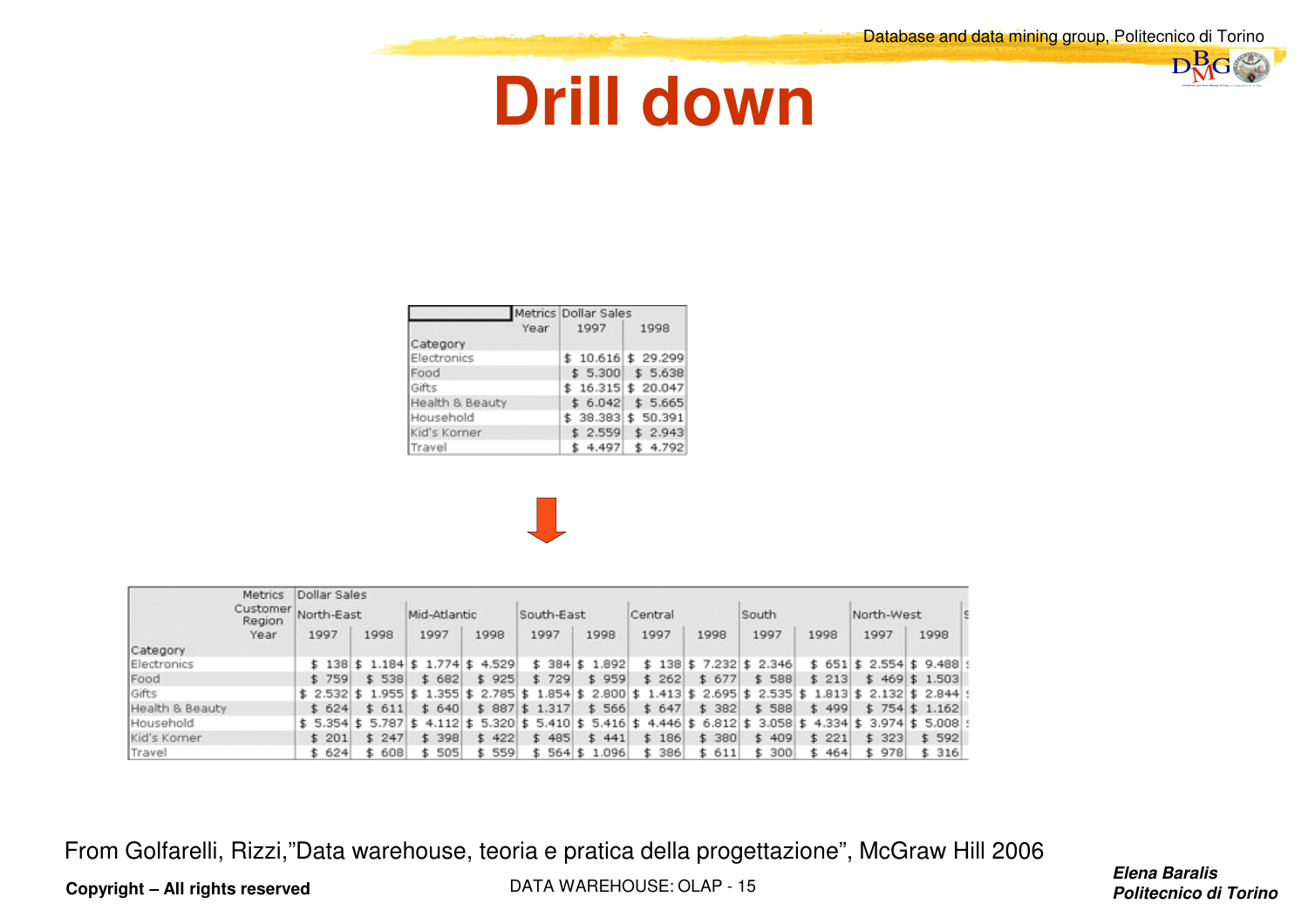# Drill down

| Metrics | Dollar Sales | |
|---|---|---|
| Year | 1997 | 1998 |
| Category | | |
| Electronics | $ 10.616 | $ 29.299 |
| Food | $ 5.300 | $ 5.638 |
| Gifts | $ 16.315 | $ 20.047 |
| Health & Beauty | $ 6.042 | $ 5.665 |
| Household | $ 38.383 | $ 50.391 |
| Kid's Korner | $ 2.559 | $ 2.943 |
| Travel | $ 4.497 | $ 4.792 |

↓

| Metrics | Dollar Sales | | | | | | | | | | | |
|---|---|---|---|---|---|---|---|---|---|---|---|---|
| Customer Region | North-East | | Mid-Atlantic | | South-East | | Central | | South | | North-West | |
| Year | 1997 | 1998 | 1997 | 1998 | 1997 | 1998 | 1997 | 1998 | 1997 | 1998 | 1997 | 1998 |
| Category | | | | | | | | | | | | |
| Electronics | $ 138 | $ 1.184 | $ 1.774 | $ 4.529 | $ 384 | $ 1.892 | $ 138 | $ 7.232 | $ 2.346 | $ 651 | $ 2.554 | $ 9.488 |
| Food | $ 759 | $ 538 | $ 682 | $ 925 | $ 729 | $ 959 | $ 262 | $ 677 | $ 588 | $ 213 | $ 469 | $ 1.503 |
| Gifts | $ 2.532 | $ 1.955 | $ 1.355 | $ 2.785 | $ 1.854 | $ 2.800 | $ 1.413 | $ 2.695 | $ 2.535 | $ 1.813 | $ 2.132 | $ 2.844 |
| Health & Beauty | $ 624 | $ 611 | $ 640 | $ 887 | $ 1.317 | $ 566 | $ 647 | $ 382 | $ 588 | $ 499 | $ 754 | $ 1.162 |
| Household | $ 5.354 | $ 5.787 | $ 4.112 | $ 5.320 | $ 5.410 | $ 5.416 | $ 4.446 | $ 6.812 | $ 3.058 | $ 4.334 | $ 3.974 | $ 5.008 |
| Kid's Korner | $ 201 | $ 247 | $ 398 | $ 422 | $ 485 | $ 441 | $ 186 | $ 380 | $ 409 | $ 221 | $ 323 | $ 592 |
| Travel | $ 624 | $ 608 | $ 505 | $ 559 | $ 564 | $ 1.096 | $ 386 | $ 611 | $ 300 | $ 464 | $ 978 | $ 316 |

From Golfarelli, Rizzi,"Data warehouse, teoria e pratica della progettazione", McGraw Hill 2006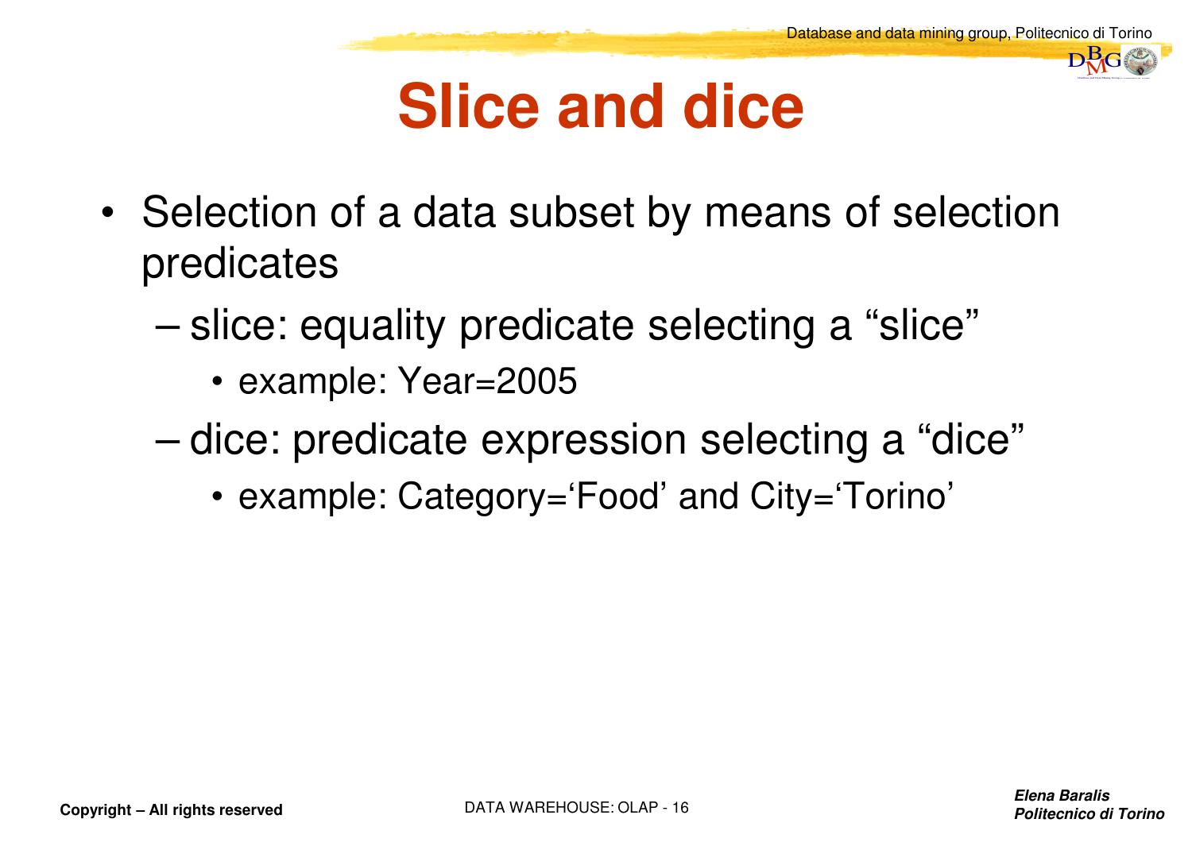# Slice and dice

- Selection of a data subset by means of selection predicates
  - slice: equality predicate selecting a “slice”
    - example: Year=2005
  - dice: predicate expression selecting a “dice”
    - example: Category=‘Food’ and City=‘Torino’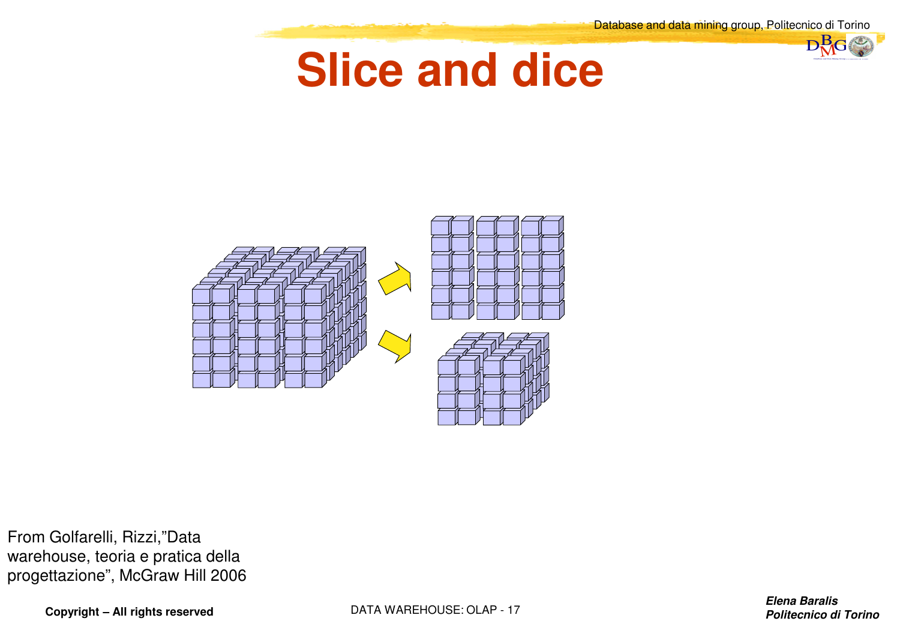# Slice and dice

From Golfarelli, Rizzi,"Data warehouse, teoria e pratica della progettazione", McGraw Hill 2006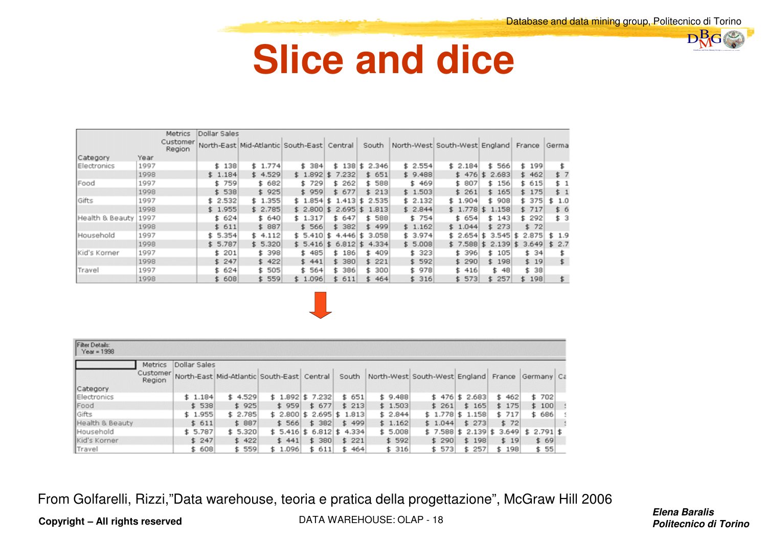# Slice and dice

| Category | Year | North-East | Mid-Atlantic | South-East | Central | South | North-West | South-West | England | France | Germa |
|---|---|---|---|---|---|---|---|---|---|---|---|
| Electronics | 1997 | $ 138 | $ 1.774 | $ 384 | $ 138 | $ 2.346 | $ 2.554 | $ 2.184 | $ 566 | $ 199 | $ |
| | 1998 | $ 1.184 | $ 4.529 | $ 1.892 | $ 7.232 | $ 651 | $ 9.488 | $ 476 | $ 2.683 | $ 462 | $ 7 |
| Food | 1997 | $ 759 | $ 682 | $ 729 | $ 262 | $ 588 | $ 469 | $ 807 | $ 156 | $ 615 | $ 1 |
| | 1998 | $ 538 | $ 925 | $ 959 | $ 677 | $ 213 | $ 1.503 | $ 261 | $ 165 | $ 175 | $ 1 |
| Gifts | 1997 | $ 2.532 | $ 1.355 | $ 1.854 | $ 1.413 | $ 2.535 | $ 2.132 | $ 1.904 | $ 908 | $ 375 | $ 1.0 |
| | 1998 | $ 1.955 | $ 2.785 | $ 2.800 | $ 2.695 | $ 1.813 | $ 2.844 | $ 1.778 | $ 1.158 | $ 717 | $ 6 |
| Health & Beauty | 1997 | $ 624 | $ 640 | $ 1.317 | $ 647 | $ 588 | $ 754 | $ 654 | $ 143 | $ 292 | $ 3 |
| | 1998 | $ 611 | $ 887 | $ 566 | $ 382 | $ 499 | $ 1.162 | $ 1.044 | $ 273 | $ 72 | |
| Household | 1997 | $ 5.354 | $ 4.112 | $ 5.410 | $ 4.446 | $ 3.058 | $ 3.974 | $ 2.654 | $ 3.545 | $ 2.875 | $ 1.9 |
| | 1998 | $ 5.787 | $ 5.320 | $ 5.416 | $ 6.812 | $ 4.334 | $ 5.008 | $ 7.588 | $ 2.139 | $ 3.649 | $ 2.7 |
| Kid's Korner | 1997 | $ 201 | $ 398 | $ 485 | $ 186 | $ 409 | $ 323 | $ 396 | $ 105 | $ 34 | $ |
| | 1998 | $ 247 | $ 422 | $ 441 | $ 380 | $ 221 | $ 592 | $ 290 | $ 198 | $ 19 | $ |
| Travel | 1997 | $ 624 | $ 505 | $ 564 | $ 386 | $ 300 | $ 978 | $ 416 | $ 48 | $ 38 | |
| | 1998 | $ 608 | $ 559 | $ 1.096 | $ 611 | $ 464 | $ 316 | $ 573 | $ 257 | $ 198 | $ |

Filter Details:
Year = 1998

| Category | North-East | Mid-Atlantic | South-East | Central | South | North-West | South-West | England | France | Germany | Ca |
|---|---|---|---|---|---|---|---|---|---|---|---|
| Electronics | $ 1.184 | $ 4.529 | $ 1.892 | $ 7.232 | $ 651 | $ 9.488 | $ 476 | $ 2.683 | $ 462 | $ 702 | |
| Food | $ 538 | $ 925 | $ 959 | $ 677 | $ 213 | $ 1.503 | $ 261 | $ 165 | $ 175 | $ 100 | |
| Gifts | $ 1.955 | $ 2.785 | $ 2.800 | $ 2.695 | $ 1.813 | $ 2.844 | $ 1.778 | $ 1.158 | $ 717 | $ 686 | |
| Health & Beauty | $ 611 | $ 887 | $ 566 | $ 382 | $ 499 | $ 1.162 | $ 1.044 | $ 273 | $ 72 | | |
| Household | $ 5.787 | $ 5.320 | $ 5.416 | $ 6.812 | $ 4.334 | $ 5.008 | $ 7.588 | $ 2.139 | $ 3.649 | $ 2.791 | $ |
| Kid's Korner | $ 247 | $ 422 | $ 441 | $ 380 | $ 221 | $ 592 | $ 290 | $ 198 | $ 19 | $ 69 | |
| Travel | $ 608 | $ 559 | $ 1.096 | $ 611 | $ 464 | $ 316 | $ 573 | $ 257 | $ 198 | $ 55 | |

From Golfarelli, Rizzi,"Data warehouse, teoria e pratica della progettazione", McGraw Hill 2006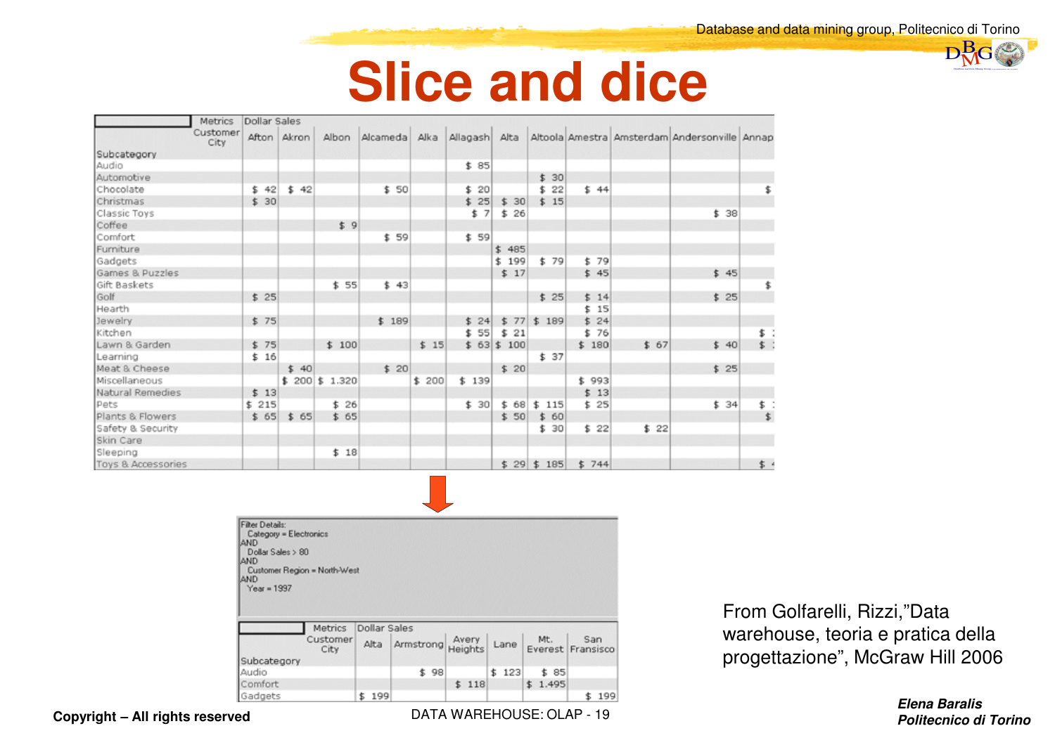# Slice and dice

| Subcategory | Afton | Akron | Albon | Alcameda | Alka | Allagash | Alta | Altoola | Amestra | Amsterdam | Andersonville | Annap |
|---|---|---|---|---|---|---|---|---|---|---|---|---|
| Audio | | | | | | $ 85 | | | | | | |
| Automotive | | | | | | | | $ 30 | | | | |
| Chocolate | $ 42 | $ 42 | | $ 50 | | $ 20 | | $ 22 | $ 44 | | | $ |
| Christmas | $ 30 | | | | | $ 25 | $ 30 | $ 15 | | | | |
| Classic Toys | | | | | | $ 7 | $ 26 | | | | $ 38 | |
| Coffee | | | $ 9 | | | | | | | | | |
| Comfort | | | | $ 59 | | $ 59 | | | | | | |
| Furniture | | | | | | | $ 485 | | | | | |
| Gadgets | | | | | | | $ 199 | $ 79 | $ 79 | | | |
| Games & Puzzles | | | | | | | $ 17 | | $ 45 | | $ 45 | |
| Gift Baskets | | | $ 55 | $ 43 | | | | | | | | $ |
| Golf | $ 25 | | | | | | | $ 25 | $ 14 | | $ 25 | |
| Hearth | | | | | | | | | $ 15 | | | |
| Jewelry | $ 75 | | | $ 189 | | $ 24 | $ 77 | $ 189 | $ 24 | | | |
| Kitchen | | | | | | $ 55 | $ 21 | | $ 76 | | | $ |
| Lawn & Garden | $ 75 | | $ 100 | | $ 15 | $ 63 | $ 100 | | $ 180 | $ 67 | $ 40 | $ |
| Learning | $ 16 | | | | | | | $ 37 | | | | |
| Meat & Cheese | | $ 40 | | $ 20 | | | $ 20 | | | | $ 25 | |
| Miscellaneous | | $ 200 | $ 1.320 | | $ 200 | $ 139 | | | $ 993 | | | |
| Natural Remedies | $ 13 | | | | | | | | $ 13 | | | |
| Pets | $ 215 | | $ 26 | | | $ 30 | $ 68 | $ 115 | $ 25 | | $ 34 | $ |
| Plants & Flowers | $ 65 | $ 65 | $ 65 | | | | $ 50 | $ 60 | | | | $ |
| Safety & Security | | | | | | | | $ 30 | $ 22 | $ 22 | | |
| Skin Care | | | | | | | | | | | | |
| Sleeping | | | $ 18 | | | | | | | | | |
| Toys & Accessories | | | | | | | $ 29 | $ 185 | $ 744 | | | $ |

Filter Details:
Category = Electronics
AND
Dollar Sales > 80
AND
Customer Region = North-West
AND
Year = 1997

| Subcategory | Alta | Armstrong | Avery Heights | Lane | Mt. Everest | San Fransisco |
|---|---|---|---|---|---|---|
| Audio | | $ 98 | | $ 123 | $ 85 | |
| Comfort | | | $ 118 | | $ 1.495 | |
| Gadgets | $ 199 | | | | | $ 199 |

From Golfarelli, Rizzi,"Data warehouse, teoria e pratica della progettazione", McGraw Hill 2006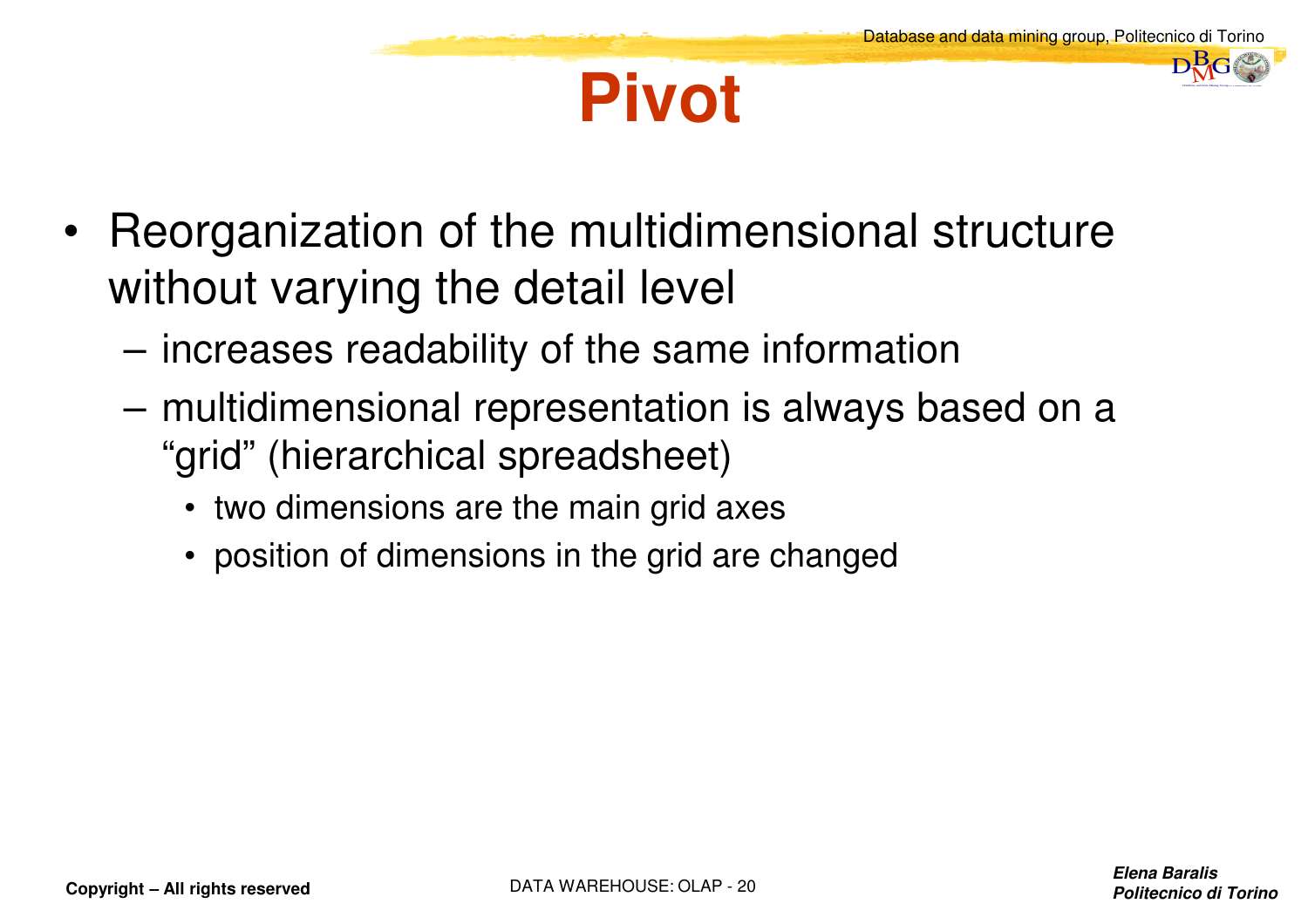# Pivot

- Reorganization of the multidimensional structure without varying the detail level
  - increases readability of the same information
  - multidimensional representation is always based on a “grid” (hierarchical spreadsheet)
    - two dimensions are the main grid axes
    - position of dimensions in the grid are changed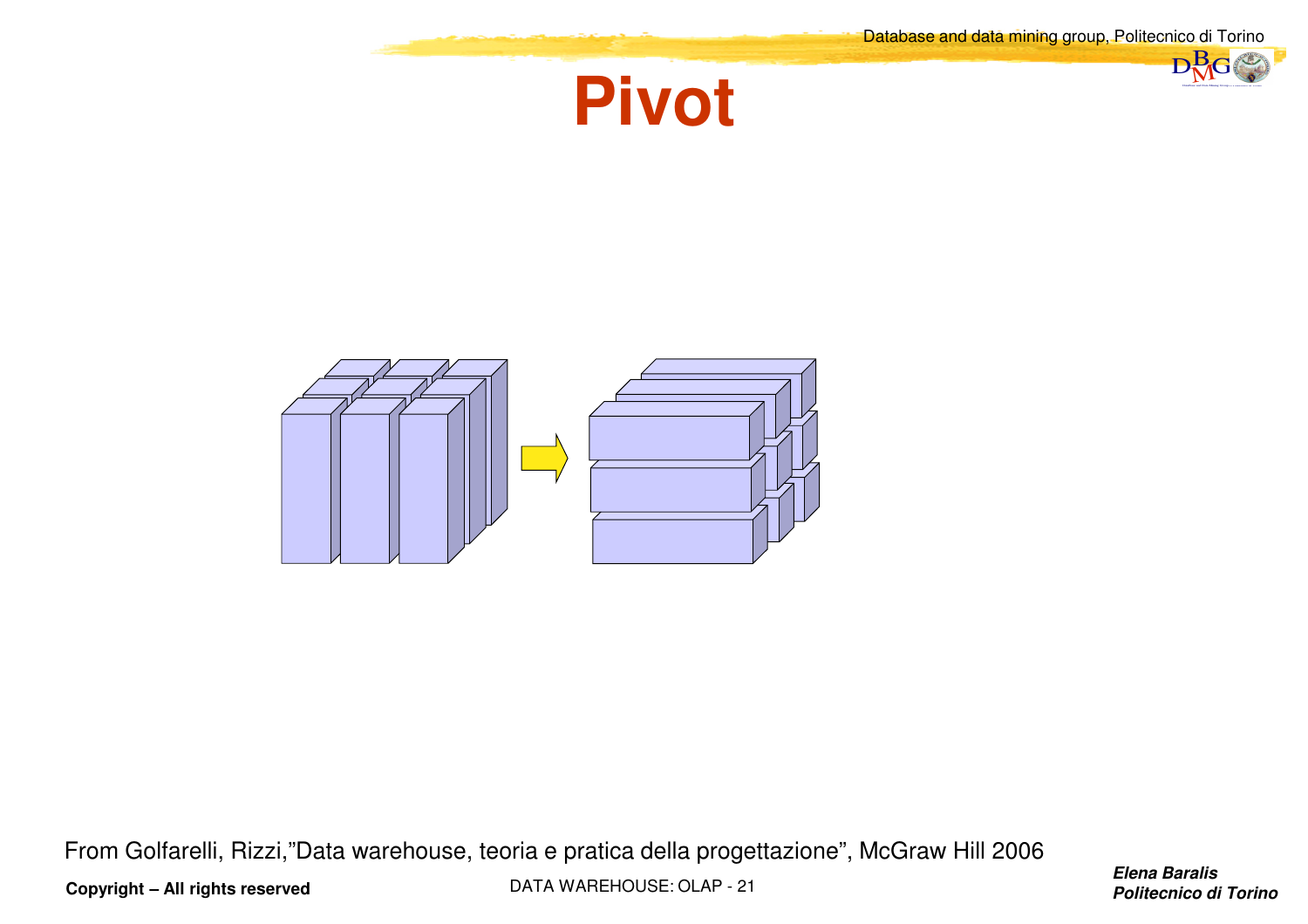# Pivot

From Golfarelli, Rizzi,"Data warehouse, teoria e pratica della progettazione", McGraw Hill 2006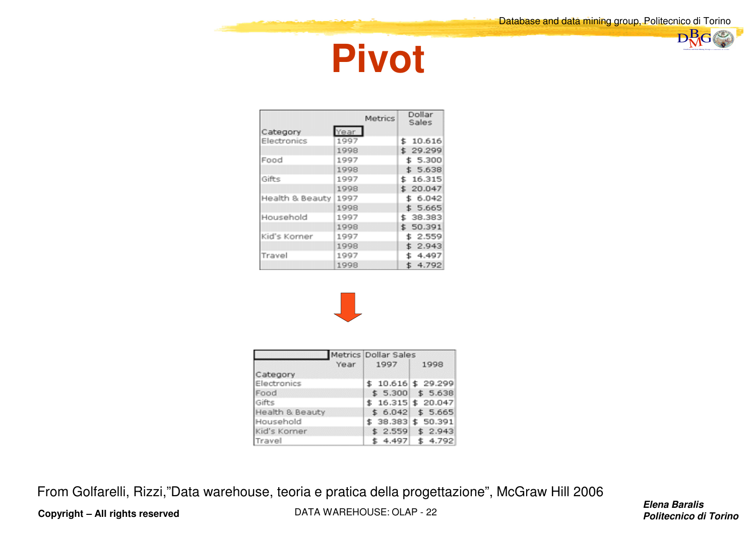# Pivot

| Category | Year | Dollar Sales |
|---|---|---|
| Electronics | 1997 | $ 10.616 |
| | 1998 | $ 29.299 |
| Food | 1997 | $ 5.300 |
| | 1998 | $ 5.638 |
| Gifts | 1997 | $ 16.315 |
| | 1998 | $ 20.047 |
| Health & Beauty | 1997 | $ 6.042 |
| | 1998 | $ 5.665 |
| Household | 1997 | $ 38.383 |
| | 1998 | $ 50.391 |
| Kid's Korner | 1997 | $ 2.559 |
| | 1998 | $ 2.943 |
| Travel | 1997 | $ 4.497 |
| | 1998 | $ 4.792 |

↓

| Metrics | Dollar Sales | |
|---|---|---|
| Year | 1997 | 1998 |
| Category | | |
| Electronics | $ 10.616 | $ 29.299 |
| Food | $ 5.300 | $ 5.638 |
| Gifts | $ 16.315 | $ 20.047 |
| Health & Beauty | $ 6.042 | $ 5.665 |
| Household | $ 38.383 | $ 50.391 |
| Kid's Korner | $ 2.559 | $ 2.943 |
| Travel | $ 4.497 | $ 4.792 |

From Golfarelli, Rizzi,"Data warehouse, teoria e pratica della progettazione", McGraw Hill 2006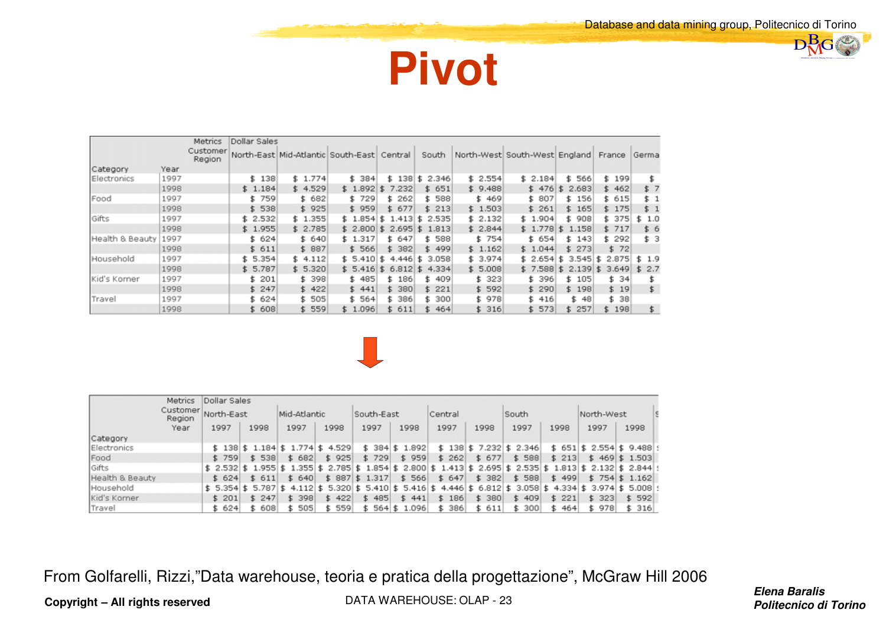# Pivot

| Category | Year | North-East | Mid-Atlantic | South-East | Central | South | North-West | South-West | England | France | Germa |
|---|---|---|---|---|---|---|---|---|---|---|---|
| | | **Metrics** Dollar Sales / **Customer Region** | | | | | | | | | |
| Electronics | 1997 | $ 138 | $ 1.774 | $ 384 | $ 138 | $ 2.346 | $ 2.554 | $ 2.184 | $ 566 | $ 199 | $ |
| | 1998 | $ 1.184 | $ 4.529 | $ 1.892 | $ 7.232 | $ 651 | $ 9.488 | $ 476 | $ 2.683 | $ 462 | $ 7 |
| Food | 1997 | $ 759 | $ 682 | $ 729 | $ 262 | $ 588 | $ 469 | $ 807 | $ 156 | $ 615 | $ 1 |
| | 1998 | $ 538 | $ 925 | $ 959 | $ 677 | $ 213 | $ 1.503 | $ 261 | $ 165 | $ 175 | $ 1 |
| Gifts | 1997 | $ 2.532 | $ 1.355 | $ 1.854 | $ 1.413 | $ 2.535 | $ 2.132 | $ 1.904 | $ 908 | $ 375 | $ 1.0 |
| | 1998 | $ 1.955 | $ 2.785 | $ 2.800 | $ 2.695 | $ 1.813 | $ 2.844 | $ 1.778 | $ 1.158 | $ 717 | $ 6 |
| Health & Beauty | 1997 | $ 624 | $ 640 | $ 1.317 | $ 647 | $ 588 | $ 754 | $ 654 | $ 143 | $ 292 | $ 3 |
| | 1998 | $ 611 | $ 887 | $ 566 | $ 382 | $ 499 | $ 1.162 | $ 1.044 | $ 273 | $ 72 | |
| Household | 1997 | $ 5.354 | $ 4.112 | $ 5.410 | $ 4.446 | $ 3.058 | $ 3.974 | $ 2.654 | $ 3.545 | $ 2.875 | $ 1.9 |
| | 1998 | $ 5.787 | $ 5.320 | $ 5.416 | $ 6.812 | $ 4.334 | $ 5.008 | $ 7.588 | $ 2.139 | $ 3.649 | $ 2.7 |
| Kid's Korner | 1997 | $ 201 | $ 398 | $ 485 | $ 186 | $ 409 | $ 323 | $ 396 | $ 105 | $ 34 | $ |
| | 1998 | $ 247 | $ 422 | $ 441 | $ 380 | $ 221 | $ 592 | $ 290 | $ 198 | $ 19 | $ |
| Travel | 1997 | $ 624 | $ 505 | $ 564 | $ 386 | $ 300 | $ 978 | $ 416 | $ 48 | $ 38 | |
| | 1998 | $ 608 | $ 559 | $ 1.096 | $ 611 | $ 464 | $ 316 | $ 573 | $ 257 | $ 198 | $ |

| Category | North-East | | Mid-Atlantic | | South-East | | Central | | South | | North-West | |
|---|---|---|---|---|---|---|---|---|---|---|---|---|
| **Metrics** Dollar Sales / **Customer Region** / **Year** | 1997 | 1998 | 1997 | 1998 | 1997 | 1998 | 1997 | 1998 | 1997 | 1998 | 1997 | 1998 |
| Electronics | $ 138 | $ 1.184 | $ 1.774 | $ 4.529 | $ 384 | $ 1.892 | $ 138 | $ 7.232 | $ 2.346 | $ 651 | $ 2.554 | $ 9.488 |
| Food | $ 759 | $ 538 | $ 682 | $ 925 | $ 729 | $ 959 | $ 262 | $ 677 | $ 588 | $ 213 | $ 469 | $ 1.503 |
| Gifts | $ 2.532 | $ 1.955 | $ 1.355 | $ 2.785 | $ 1.854 | $ 2.800 | $ 1.413 | $ 2.695 | $ 2.535 | $ 1.813 | $ 2.132 | $ 2.844 |
| Health & Beauty | $ 624 | $ 611 | $ 640 | $ 887 | $ 1.317 | $ 566 | $ 647 | $ 382 | $ 588 | $ 499 | $ 754 | $ 1.162 |
| Household | $ 5.354 | $ 5.787 | $ 4.112 | $ 5.320 | $ 5.410 | $ 5.416 | $ 4.446 | $ 6.812 | $ 3.058 | $ 4.334 | $ 3.974 | $ 5.008 |
| Kid's Korner | $ 201 | $ 247 | $ 398 | $ 422 | $ 485 | $ 441 | $ 186 | $ 380 | $ 409 | $ 221 | $ 323 | $ 592 |
| Travel | $ 624 | $ 608 | $ 505 | $ 559 | $ 564 | $ 1.096 | $ 386 | $ 611 | $ 300 | $ 464 | $ 978 | $ 316 |

From Golfarelli, Rizzi,"Data warehouse, teoria e pratica della progettazione", McGraw Hill 2006